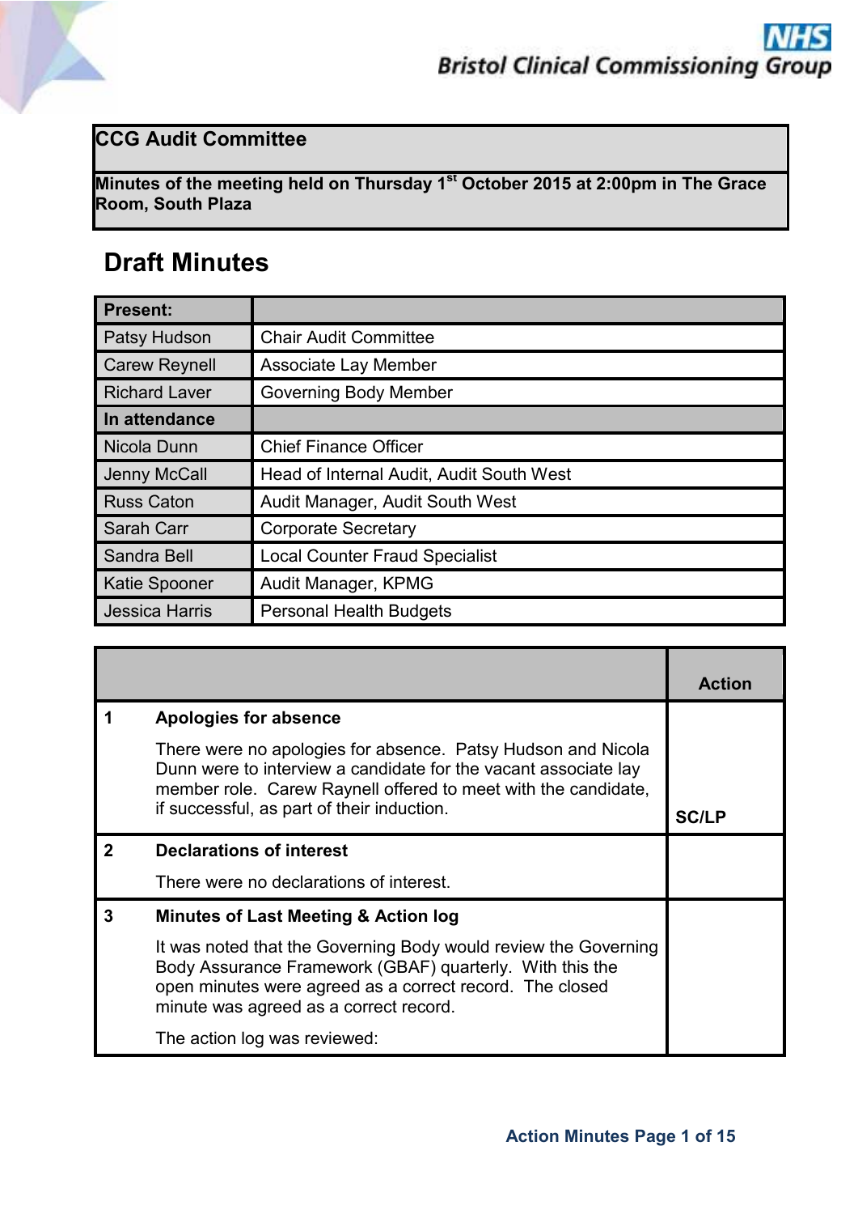NHS Bristol Clinical Commissioning Group

# CCG Audit Committee

**Minutes of the meeting held on Thursday 1st October 2015 at 2:00pm in The Grace Room, South Plaza**

## Draft Minutes

| **Present:** | |
|---|---|
| Patsy Hudson | Chair Audit Committee |
| Carew Reynell | Associate Lay Member |
| Richard Laver | Governing Body Member |
| **In attendance** | |
| Nicola Dunn | Chief Finance Officer |
| Jenny McCall | Head of Internal Audit, Audit South West |
| Russ Caton | Audit Manager, Audit South West |
| Sarah Carr | Corporate Secretary |
| Sandra Bell | Local Counter Fraud Specialist |
| Katie Spooner | Audit Manager, KPMG |
| Jessica Harris | Personal Health Budgets |

| | | **Action** |
|---|---|---|
| **1** | **Apologies for absence**<br><br>There were no apologies for absence. Patsy Hudson and Nicola Dunn were to interview a candidate for the vacant associate lay member role. Carew Raynell offered to meet with the candidate, if successful, as part of their induction. | **SC/LP** |
| **2** | **Declarations of interest**<br><br>There were no declarations of interest. | |
| **3** | **Minutes of Last Meeting & Action log**<br><br>It was noted that the Governing Body would review the Governing Body Assurance Framework (GBAF) quarterly. With this the open minutes were agreed as a correct record. The closed minute was agreed as a correct record.<br><br>The action log was reviewed: | |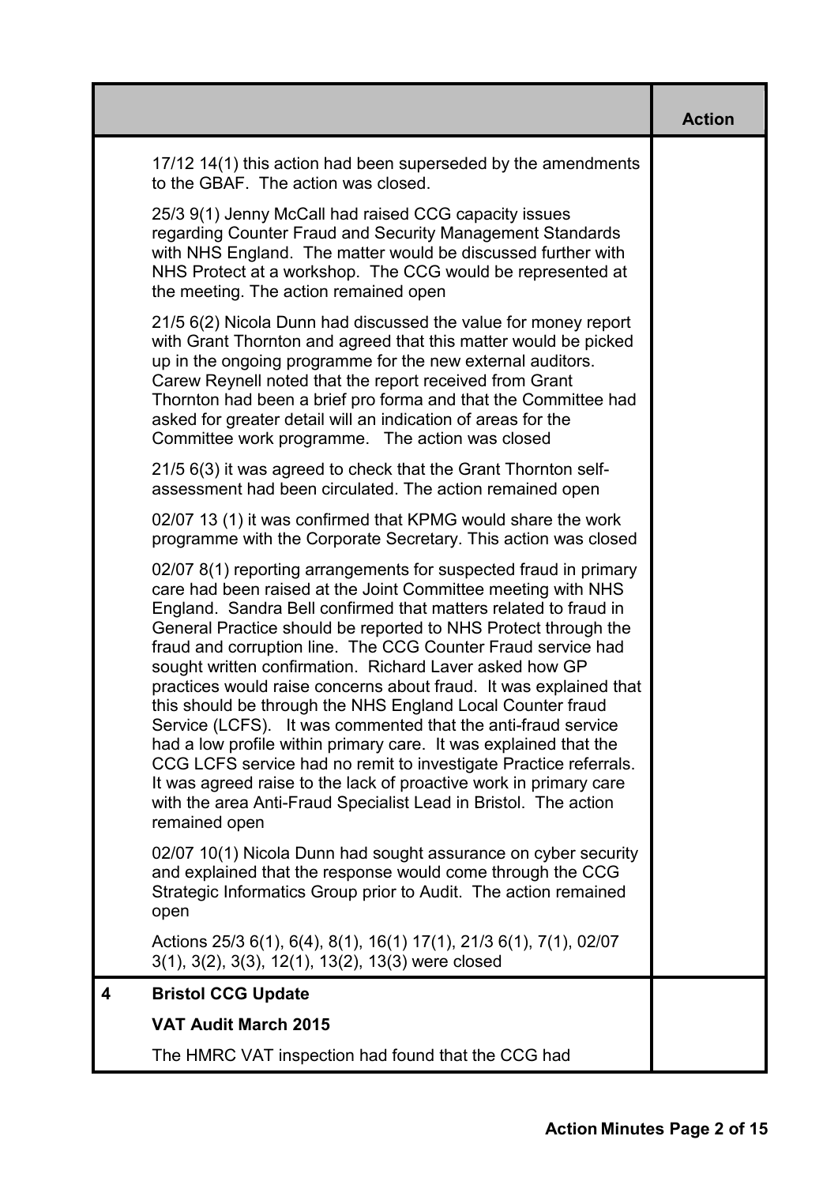| | | Action |
|---|---|---|
| | 17/12 14(1) this action had been superseded by the amendments to the GBAF. The action was closed.<br><br>25/3 9(1) Jenny McCall had raised CCG capacity issues regarding Counter Fraud and Security Management Standards with NHS England. The matter would be discussed further with NHS Protect at a workshop. The CCG would be represented at the meeting. The action remained open<br><br>21/5 6(2) Nicola Dunn had discussed the value for money report with Grant Thornton and agreed that this matter would be picked up in the ongoing programme for the new external auditors. Carew Reynell noted that the report received from Grant Thornton had been a brief pro forma and that the Committee had asked for greater detail will an indication of areas for the Committee work programme. The action was closed<br><br>21/5 6(3) it was agreed to check that the Grant Thornton self-assessment had been circulated. The action remained open<br><br>02/07 13 (1) it was confirmed that KPMG would share the work programme with the Corporate Secretary. This action was closed<br><br>02/07 8(1) reporting arrangements for suspected fraud in primary care had been raised at the Joint Committee meeting with NHS England. Sandra Bell confirmed that matters related to fraud in General Practice should be reported to NHS Protect through the fraud and corruption line. The CCG Counter Fraud service had sought written confirmation. Richard Laver asked how GP practices would raise concerns about fraud. It was explained that this should be through the NHS England Local Counter fraud Service (LCFS). It was commented that the anti-fraud service had a low profile within primary care. It was explained that the CCG LCFS service had no remit to investigate Practice referrals. It was agreed raise to the lack of proactive work in primary care with the area Anti-Fraud Specialist Lead in Bristol. The action remained open<br><br>02/07 10(1) Nicola Dunn had sought assurance on cyber security and explained that the response would come through the CCG Strategic Informatics Group prior to Audit. The action remained open<br><br>Actions 25/3 6(1), 6(4), 8(1), 16(1) 17(1), 21/3 6(1), 7(1), 02/07 3(1), 3(2), 3(3), 12(1), 13(2), 13(3) were closed | |
| **4** | **Bristol CCG Update**<br><br>**VAT Audit March 2015**<br><br>The HMRC VAT inspection had found that the CCG had | |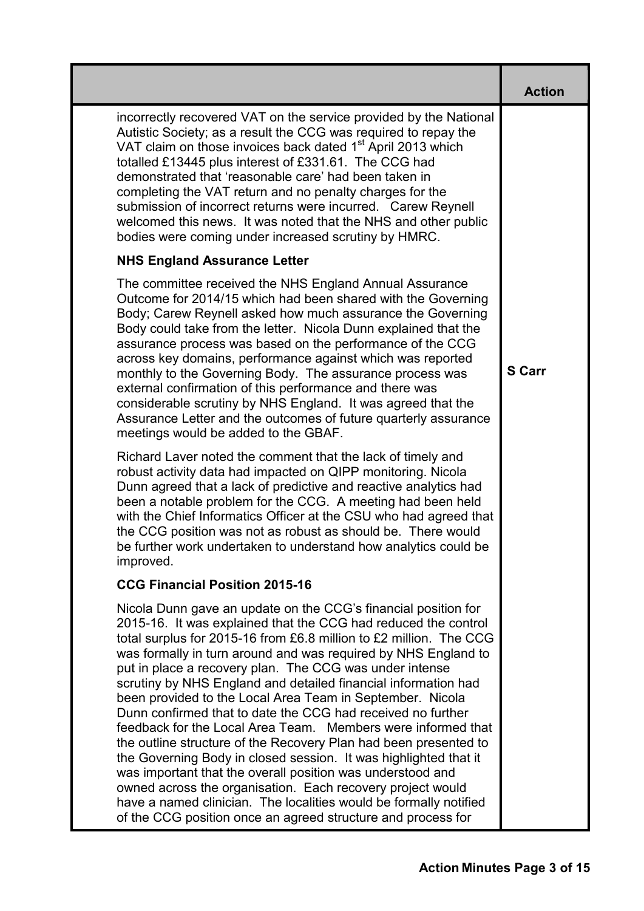| | Action |
|---|---|
| incorrectly recovered VAT on the service provided by the National Autistic Society; as a result the CCG was required to repay the VAT claim on those invoices back dated 1st April 2013 which totalled £13445 plus interest of £331.61. The CCG had demonstrated that 'reasonable care' had been taken in completing the VAT return and no penalty charges for the submission of incorrect returns were incurred. Carew Reynell welcomed this news. It was noted that the NHS and other public bodies were coming under increased scrutiny by HMRC. | |
| **NHS England Assurance Letter** | |
| The committee received the NHS England Annual Assurance Outcome for 2014/15 which had been shared with the Governing Body; Carew Reynell asked how much assurance the Governing Body could take from the letter. Nicola Dunn explained that the assurance process was based on the performance of the CCG across key domains, performance against which was reported monthly to the Governing Body. The assurance process was external confirmation of this performance and there was considerable scrutiny by NHS England. It was agreed that the Assurance Letter and the outcomes of future quarterly assurance meetings would be added to the GBAF. | **S Carr** |
| Richard Laver noted the comment that the lack of timely and robust activity data had impacted on QIPP monitoring. Nicola Dunn agreed that a lack of predictive and reactive analytics had been a notable problem for the CCG. A meeting had been held with the Chief Informatics Officer at the CSU who had agreed that the CCG position was not as robust as should be. There would be further work undertaken to understand how analytics could be improved. | |
| **CCG Financial Position 2015-16** | |
| Nicola Dunn gave an update on the CCG's financial position for 2015-16. It was explained that the CCG had reduced the control total surplus for 2015-16 from £6.8 million to £2 million. The CCG was formally in turn around and was required by NHS England to put in place a recovery plan. The CCG was under intense scrutiny by NHS England and detailed financial information had been provided to the Local Area Team in September. Nicola Dunn confirmed that to date the CCG had received no further feedback for the Local Area Team. Members were informed that the outline structure of the Recovery Plan had been presented to the Governing Body in closed session. It was highlighted that it was important that the overall position was understood and owned across the organisation. Each recovery project would have a named clinician. The localities would be formally notified of the CCG position once an agreed structure and process for | |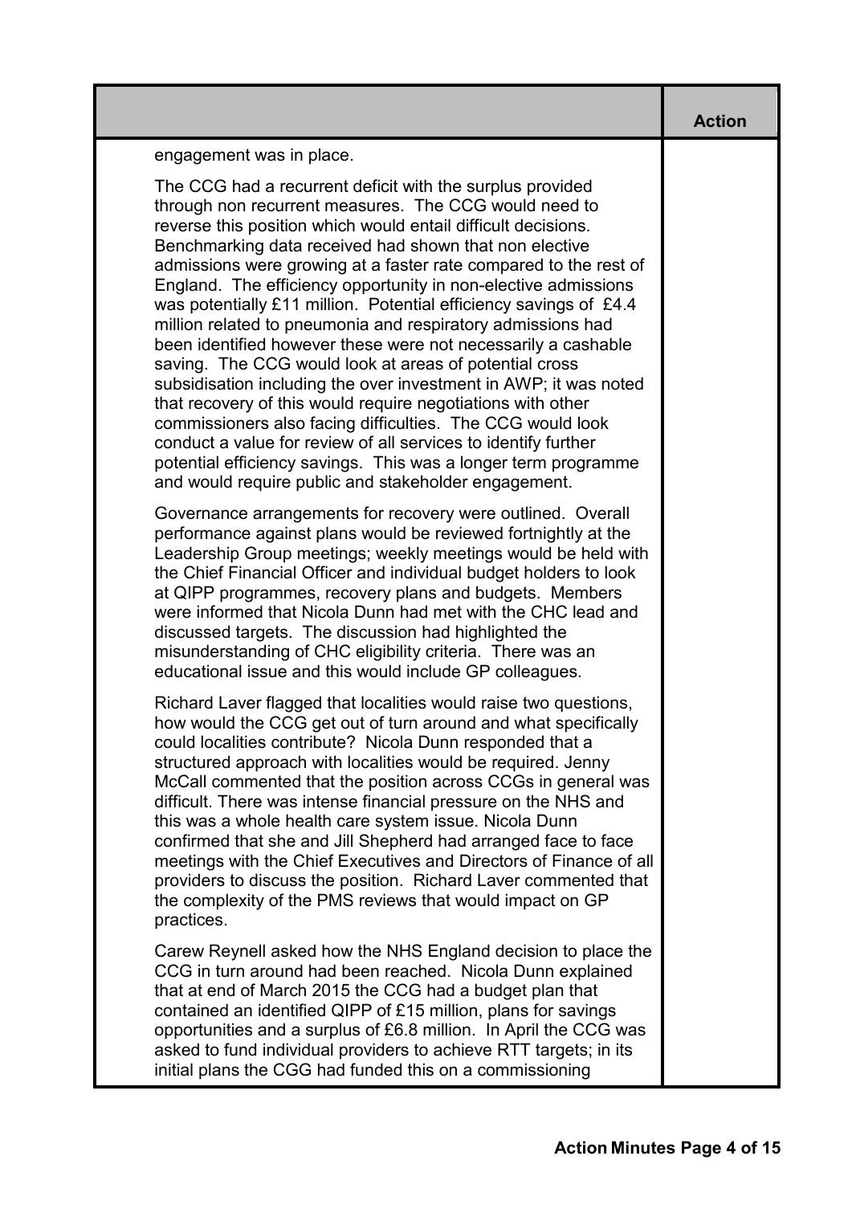| | Action |
|---|---|
| engagement was in place.<br><br>The CCG had a recurrent deficit with the surplus provided through non recurrent measures. The CCG would need to reverse this position which would entail difficult decisions. Benchmarking data received had shown that non elective admissions were growing at a faster rate compared to the rest of England. The efficiency opportunity in non-elective admissions was potentially £11 million. Potential efficiency savings of £4.4 million related to pneumonia and respiratory admissions had been identified however these were not necessarily a cashable saving. The CCG would look at areas of potential cross subsidisation including the over investment in AWP; it was noted that recovery of this would require negotiations with other commissioners also facing difficulties. The CCG would look conduct a value for review of all services to identify further potential efficiency savings. This was a longer term programme and would require public and stakeholder engagement.<br><br>Governance arrangements for recovery were outlined. Overall performance against plans would be reviewed fortnightly at the Leadership Group meetings; weekly meetings would be held with the Chief Financial Officer and individual budget holders to look at QIPP programmes, recovery plans and budgets. Members were informed that Nicola Dunn had met with the CHC lead and discussed targets. The discussion had highlighted the misunderstanding of CHC eligibility criteria. There was an educational issue and this would include GP colleagues.<br><br>Richard Laver flagged that localities would raise two questions, how would the CCG get out of turn around and what specifically could localities contribute? Nicola Dunn responded that a structured approach with localities would be required. Jenny McCall commented that the position across CCGs in general was difficult. There was intense financial pressure on the NHS and this was a whole health care system issue. Nicola Dunn confirmed that she and Jill Shepherd had arranged face to face meetings with the Chief Executives and Directors of Finance of all providers to discuss the position. Richard Laver commented that the complexity of the PMS reviews that would impact on GP practices.<br><br>Carew Reynell asked how the NHS England decision to place the CCG in turn around had been reached. Nicola Dunn explained that at end of March 2015 the CCG had a budget plan that contained an identified QIPP of £15 million, plans for savings opportunities and a surplus of £6.8 million. In April the CCG was asked to fund individual providers to achieve RTT targets; in its initial plans the CGG had funded this on a commissioning | |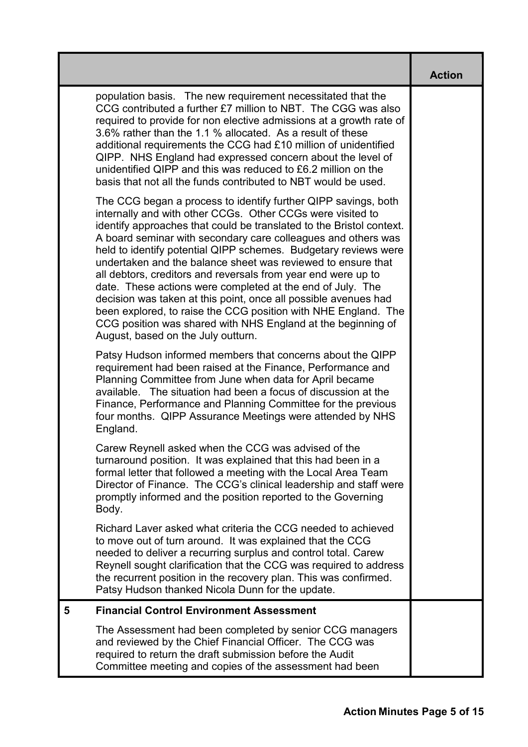| | | Action |
|---|---|---|
| | population basis. The new requirement necessitated that the CCG contributed a further £7 million to NBT. The CGG was also required to provide for non elective admissions at a growth rate of 3.6% rather than the 1.1 % allocated. As a result of these additional requirements the CCG had £10 million of unidentified QIPP. NHS England had expressed concern about the level of unidentified QIPP and this was reduced to £6.2 million on the basis that not all the funds contributed to NBT would be used.<br><br>The CCG began a process to identify further QIPP savings, both internally and with other CCGs. Other CCGs were visited to identify approaches that could be translated to the Bristol context. A board seminar with secondary care colleagues and others was held to identify potential QIPP schemes. Budgetary reviews were undertaken and the balance sheet was reviewed to ensure that all debtors, creditors and reversals from year end were up to date. These actions were completed at the end of July. The decision was taken at this point, once all possible avenues had been explored, to raise the CCG position with NHE England. The CCG position was shared with NHS England at the beginning of August, based on the July outturn.<br><br>Patsy Hudson informed members that concerns about the QIPP requirement had been raised at the Finance, Performance and Planning Committee from June when data for April became available. The situation had been a focus of discussion at the Finance, Performance and Planning Committee for the previous four months. QIPP Assurance Meetings were attended by NHS England.<br><br>Carew Reynell asked when the CCG was advised of the turnaround position. It was explained that this had been in a formal letter that followed a meeting with the Local Area Team Director of Finance. The CCG's clinical leadership and staff were promptly informed and the position reported to the Governing Body.<br><br>Richard Laver asked what criteria the CCG needed to achieved to move out of turn around. It was explained that the CCG needed to deliver a recurring surplus and control total. Carew Reynell sought clarification that the CCG was required to address the recurrent position in the recovery plan. This was confirmed. Patsy Hudson thanked Nicola Dunn for the update. | |
| **5** | **Financial Control Environment Assessment**<br><br>The Assessment had been completed by senior CCG managers and reviewed by the Chief Financial Officer. The CCG was required to return the draft submission before the Audit Committee meeting and copies of the assessment had been | |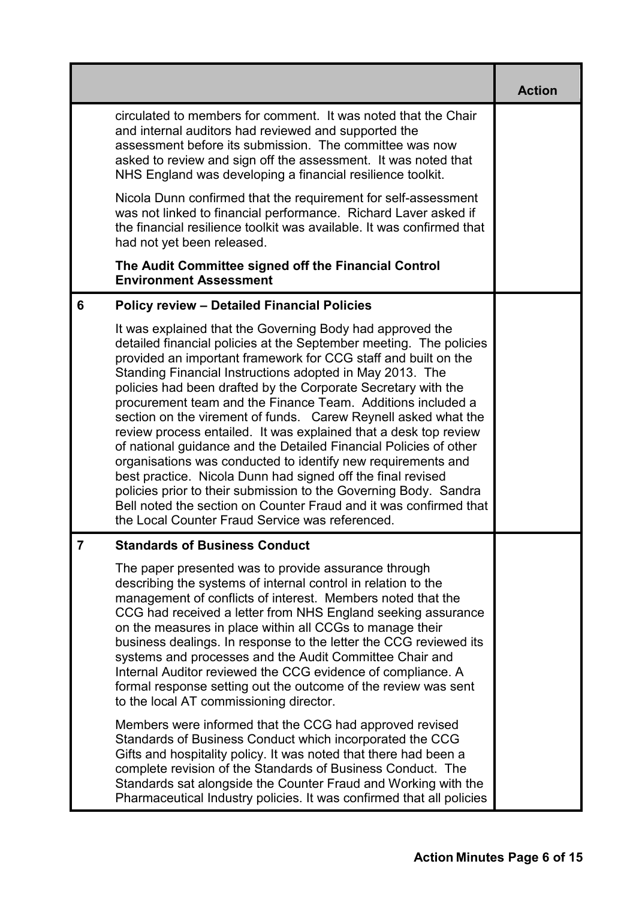| | | Action |
|---|---|---|
| | circulated to members for comment. It was noted that the Chair and internal auditors had reviewed and supported the assessment before its submission. The committee was now asked to review and sign off the assessment. It was noted that NHS England was developing a financial resilience toolkit.<br><br>Nicola Dunn confirmed that the requirement for self-assessment was not linked to financial performance. Richard Laver asked if the financial resilience toolkit was available. It was confirmed that had not yet been released.<br><br>**The Audit Committee signed off the Financial Control Environment Assessment** | |
| **6** | **Policy review – Detailed Financial Policies**<br><br>It was explained that the Governing Body had approved the detailed financial policies at the September meeting. The policies provided an important framework for CCG staff and built on the Standing Financial Instructions adopted in May 2013. The policies had been drafted by the Corporate Secretary with the procurement team and the Finance Team. Additions included a section on the virement of funds. Carew Reynell asked what the review process entailed. It was explained that a desk top review of national guidance and the Detailed Financial Policies of other organisations was conducted to identify new requirements and best practice. Nicola Dunn had signed off the final revised policies prior to their submission to the Governing Body. Sandra Bell noted the section on Counter Fraud and it was confirmed that the Local Counter Fraud Service was referenced. | |
| **7** | **Standards of Business Conduct**<br><br>The paper presented was to provide assurance through describing the systems of internal control in relation to the management of conflicts of interest. Members noted that the CCG had received a letter from NHS England seeking assurance on the measures in place within all CCGs to manage their business dealings. In response to the letter the CCG reviewed its systems and processes and the Audit Committee Chair and Internal Auditor reviewed the CCG evidence of compliance. A formal response setting out the outcome of the review was sent to the local AT commissioning director.<br><br>Members were informed that the CCG had approved revised Standards of Business Conduct which incorporated the CCG Gifts and hospitality policy. It was noted that there had been a complete revision of the Standards of Business Conduct. The Standards sat alongside the Counter Fraud and Working with the Pharmaceutical Industry policies. It was confirmed that all policies | |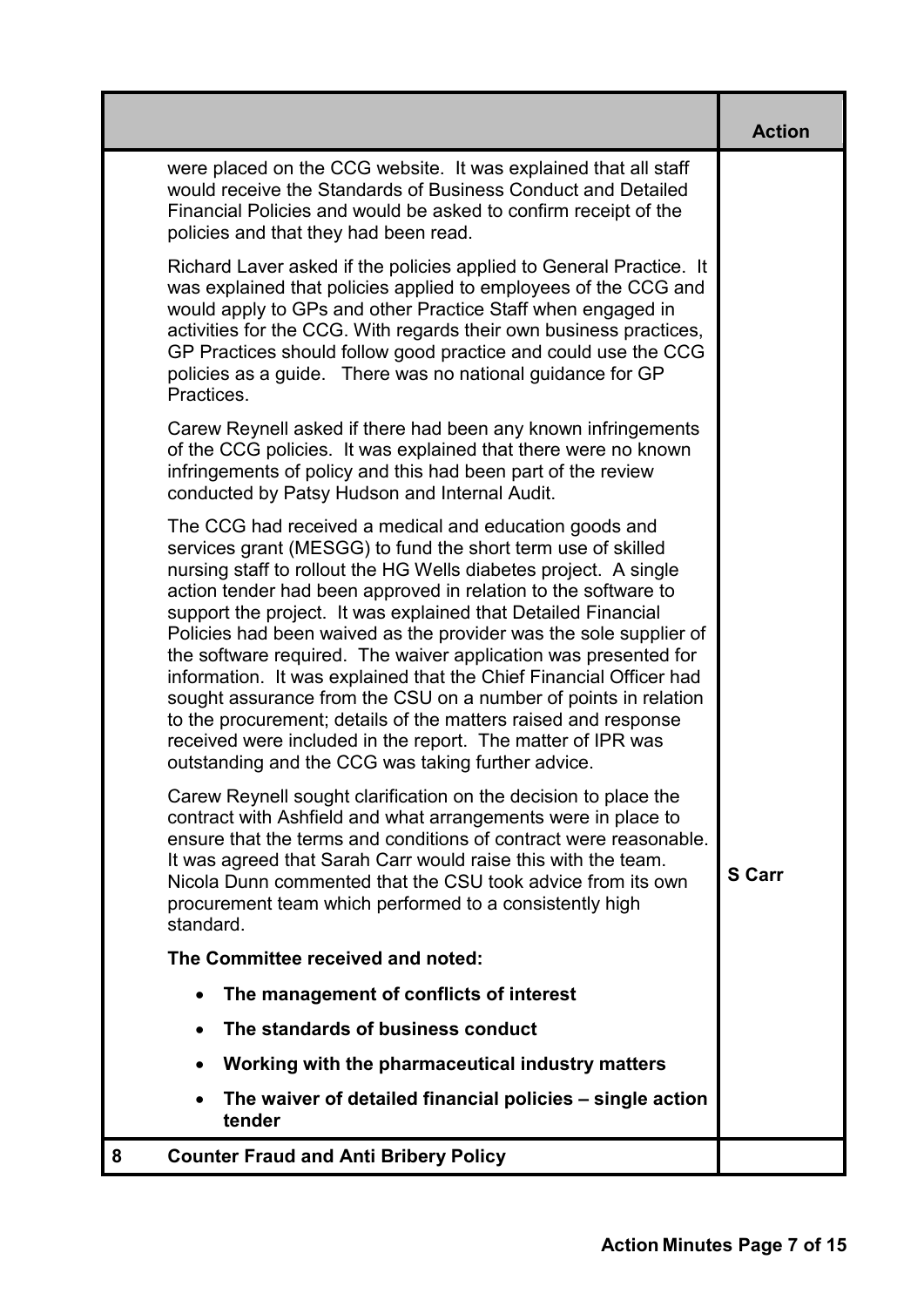| | | Action |
|---|---|---|
| | were placed on the CCG website. It was explained that all staff would receive the Standards of Business Conduct and Detailed Financial Policies and would be asked to confirm receipt of the policies and that they had been read. | |
| | Richard Laver asked if the policies applied to General Practice. It was explained that policies applied to employees of the CCG and would apply to GPs and other Practice Staff when engaged in activities for the CCG. With regards their own business practices, GP Practices should follow good practice and could use the CCG policies as a guide. There was no national guidance for GP Practices. | |
| | Carew Reynell asked if there had been any known infringements of the CCG policies. It was explained that there were no known infringements of policy and this had been part of the review conducted by Patsy Hudson and Internal Audit. | |
| | The CCG had received a medical and education goods and services grant (MESGG) to fund the short term use of skilled nursing staff to rollout the HG Wells diabetes project. A single action tender had been approved in relation to the software to support the project. It was explained that Detailed Financial Policies had been waived as the provider was the sole supplier of the software required. The waiver application was presented for information. It was explained that the Chief Financial Officer had sought assurance from the CSU on a number of points in relation to the procurement; details of the matters raised and response received were included in the report. The matter of IPR was outstanding and the CCG was taking further advice. | |
| | Carew Reynell sought clarification on the decision to place the contract with Ashfield and what arrangements were in place to ensure that the terms and conditions of contract were reasonable. It was agreed that Sarah Carr would raise this with the team. Nicola Dunn commented that the CSU took advice from its own procurement team which performed to a consistently high standard. | S Carr |
| | **The Committee received and noted:**<br>• **The management of conflicts of interest**<br>• **The standards of business conduct**<br>• **Working with the pharmaceutical industry matters**<br>• **The waiver of detailed financial policies – single action tender** | |
| **8** | **Counter Fraud and Anti Bribery Policy** | |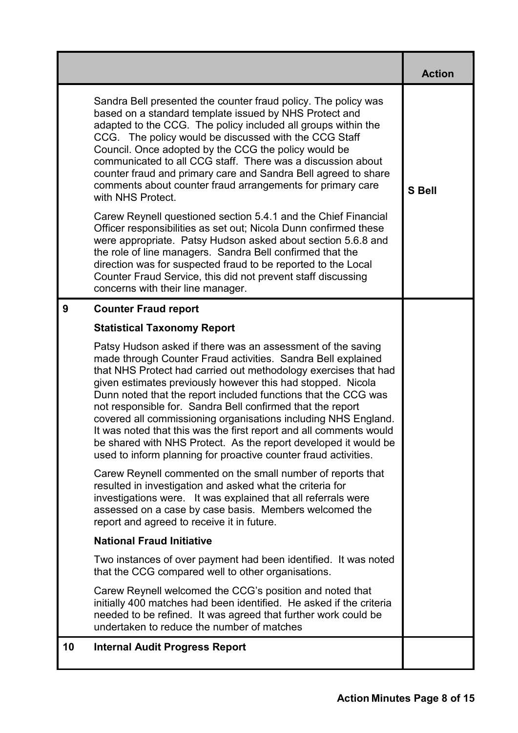| | | Action |
|---|---|---|
| | Sandra Bell presented the counter fraud policy. The policy was based on a standard template issued by NHS Protect and adapted to the CCG. The policy included all groups within the CCG. The policy would be discussed with the CCG Staff Council. Once adopted by the CCG the policy would be communicated to all CCG staff. There was a discussion about counter fraud and primary care and Sandra Bell agreed to share comments about counter fraud arrangements for primary care with NHS Protect.<br><br>Carew Reynell questioned section 5.4.1 and the Chief Financial Officer responsibilities as set out; Nicola Dunn confirmed these were appropriate. Patsy Hudson asked about section 5.6.8 and the role of line managers. Sandra Bell confirmed that the direction was for suspected fraud to be reported to the Local Counter Fraud Service, this did not prevent staff discussing concerns with their line manager. | **S Bell** |
| **9** | **Counter Fraud report**<br><br>**Statistical Taxonomy Report**<br><br>Patsy Hudson asked if there was an assessment of the saving made through Counter Fraud activities. Sandra Bell explained that NHS Protect had carried out methodology exercises that had given estimates previously however this had stopped. Nicola Dunn noted that the report included functions that the CCG was not responsible for. Sandra Bell confirmed that the report covered all commissioning organisations including NHS England. It was noted that this was the first report and all comments would be shared with NHS Protect. As the report developed it would be used to inform planning for proactive counter fraud activities.<br><br>Carew Reynell commented on the small number of reports that resulted in investigation and asked what the criteria for investigations were. It was explained that all referrals were assessed on a case by case basis. Members welcomed the report and agreed to receive it in future.<br><br>**National Fraud Initiative**<br><br>Two instances of over payment had been identified. It was noted that the CCG compared well to other organisations.<br><br>Carew Reynell welcomed the CCG's position and noted that initially 400 matches had been identified. He asked if the criteria needed to be refined. It was agreed that further work could be undertaken to reduce the number of matches | |
| **10** | **Internal Audit Progress Report** | |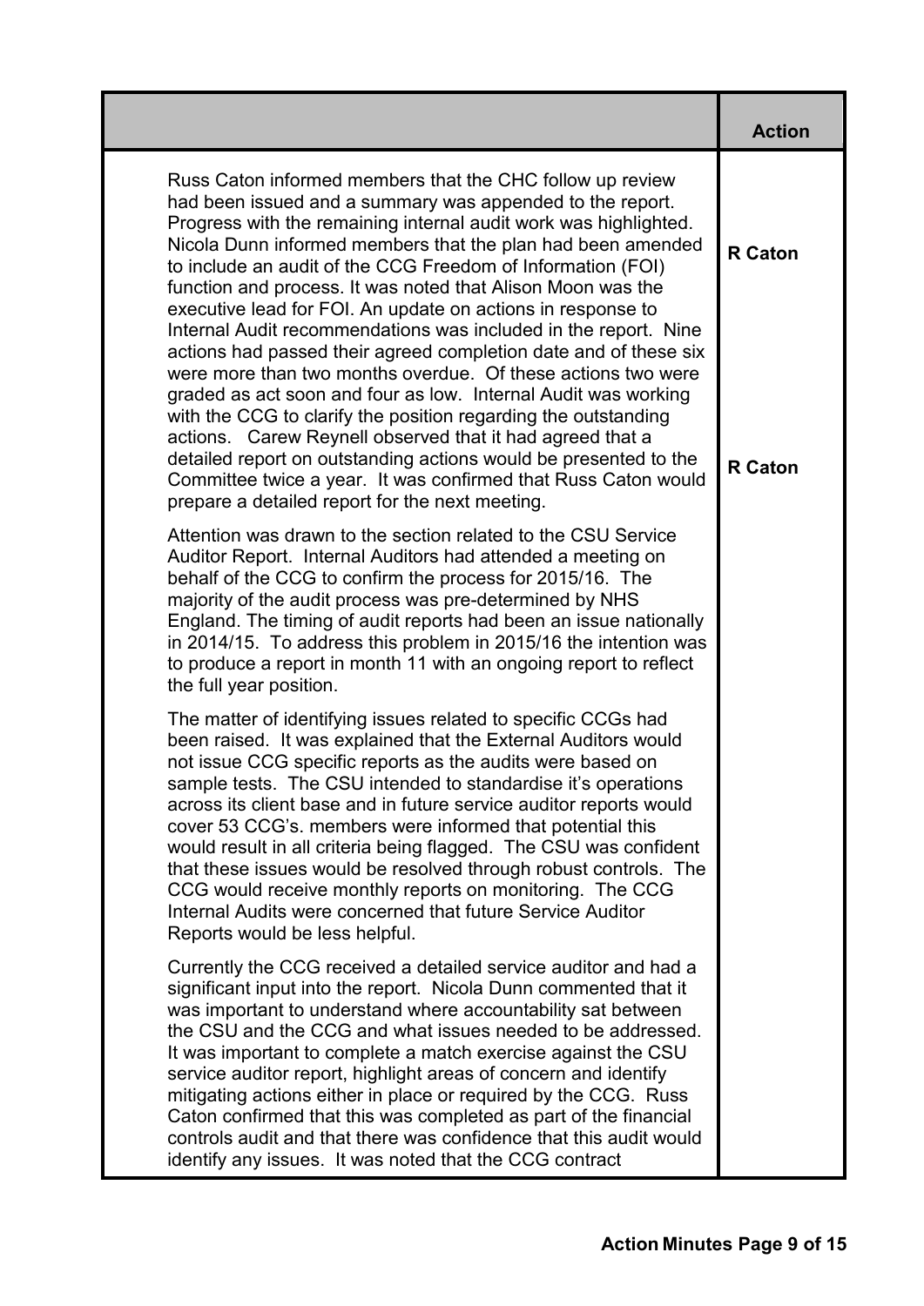| | Action |
|---|---|
| Russ Caton informed members that the CHC follow up review had been issued and a summary was appended to the report. Progress with the remaining internal audit work was highlighted. Nicola Dunn informed members that the plan had been amended to include an audit of the CCG Freedom of Information (FOI) function and process. It was noted that Alison Moon was the executive lead for FOI. An update on actions in response to Internal Audit recommendations was included in the report. Nine actions had passed their agreed completion date and of these six were more than two months overdue. Of these actions two were graded as act soon and four as low. Internal Audit was working with the CCG to clarify the position regarding the outstanding actions. Carew Reynell observed that it had agreed that a detailed report on outstanding actions would be presented to the Committee twice a year. It was confirmed that Russ Caton would prepare a detailed report for the next meeting. | **R Caton**<br><br>**R Caton** |
| Attention was drawn to the section related to the CSU Service Auditor Report. Internal Auditors had attended a meeting on behalf of the CCG to confirm the process for 2015/16. The majority of the audit process was pre-determined by NHS England. The timing of audit reports had been an issue nationally in 2014/15. To address this problem in 2015/16 the intention was to produce a report in month 11 with an ongoing report to reflect the full year position. | |
| The matter of identifying issues related to specific CCGs had been raised. It was explained that the External Auditors would not issue CCG specific reports as the audits were based on sample tests. The CSU intended to standardise it's operations across its client base and in future service auditor reports would cover 53 CCG's. members were informed that potential this would result in all criteria being flagged. The CSU was confident that these issues would be resolved through robust controls. The CCG would receive monthly reports on monitoring. The CCG Internal Audits were concerned that future Service Auditor Reports would be less helpful. | |
| Currently the CCG received a detailed service auditor and had a significant input into the report. Nicola Dunn commented that it was important to understand where accountability sat between the CSU and the CCG and what issues needed to be addressed. It was important to complete a match exercise against the CSU service auditor report, highlight areas of concern and identify mitigating actions either in place or required by the CCG. Russ Caton confirmed that this was completed as part of the financial controls audit and that there was confidence that this audit would identify any issues. It was noted that the CCG contract | |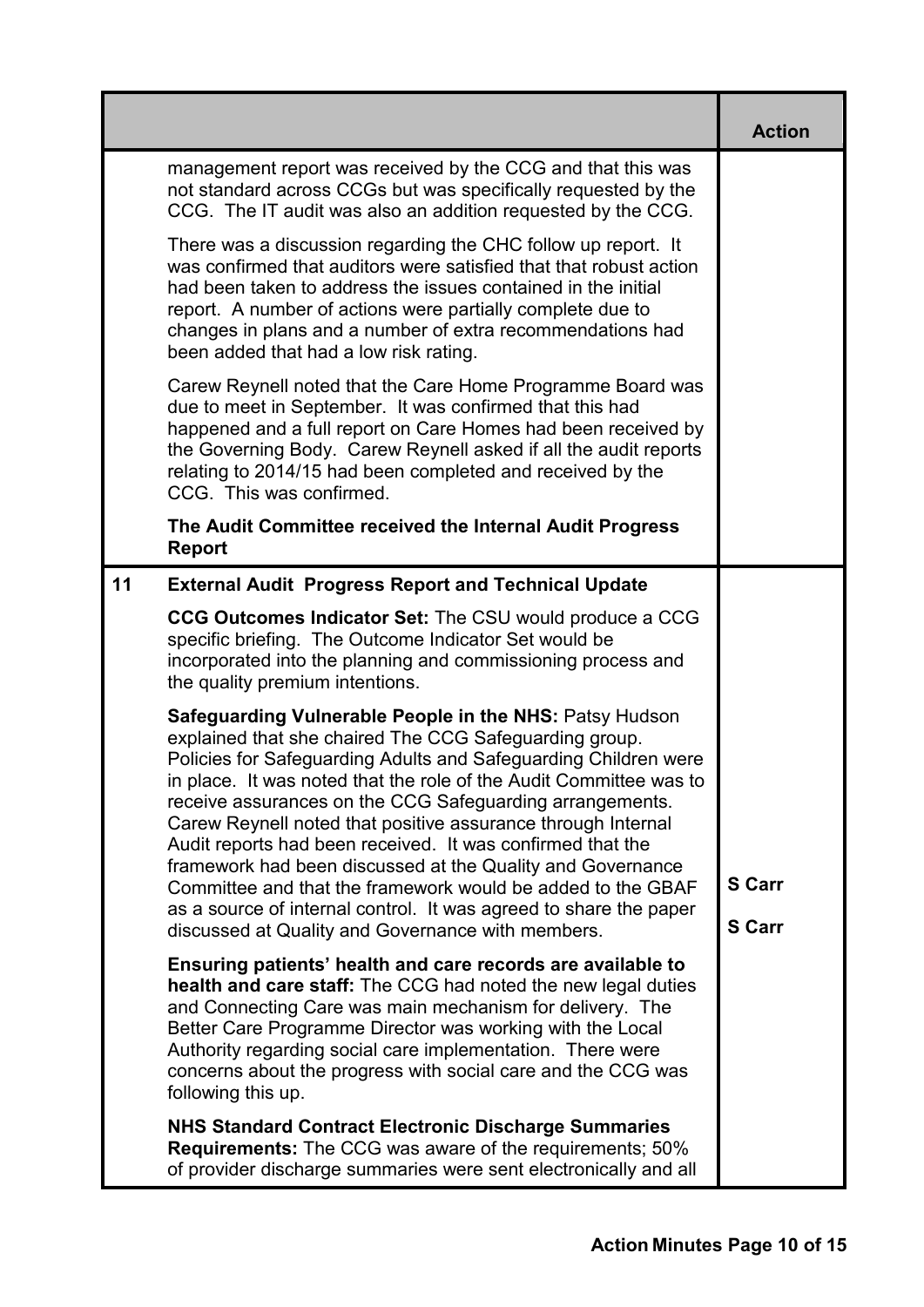| | | Action |
|---|---|---|
| | management report was received by the CCG and that this was not standard across CCGs but was specifically requested by the CCG. The IT audit was also an addition requested by the CCG.<br><br>There was a discussion regarding the CHC follow up report. It was confirmed that auditors were satisfied that that robust action had been taken to address the issues contained in the initial report. A number of actions were partially complete due to changes in plans and a number of extra recommendations had been added that had a low risk rating.<br><br>Carew Reynell noted that the Care Home Programme Board was due to meet in September. It was confirmed that this had happened and a full report on Care Homes had been received by the Governing Body. Carew Reynell asked if all the audit reports relating to 2014/15 had been completed and received by the CCG. This was confirmed.<br><br>**The Audit Committee received the Internal Audit Progress Report** | |
| **11** | **External Audit Progress Report and Technical Update**<br><br>**CCG Outcomes Indicator Set:** The CSU would produce a CCG specific briefing. The Outcome Indicator Set would be incorporated into the planning and commissioning process and the quality premium intentions.<br><br>**Safeguarding Vulnerable People in the NHS:** Patsy Hudson explained that she chaired The CCG Safeguarding group. Policies for Safeguarding Adults and Safeguarding Children were in place. It was noted that the role of the Audit Committee was to receive assurances on the CCG Safeguarding arrangements. Carew Reynell noted that positive assurance through Internal Audit reports had been received. It was confirmed that the framework had been discussed at the Quality and Governance Committee and that the framework would be added to the GBAF as a source of internal control. It was agreed to share the paper discussed at Quality and Governance with members.<br><br>**Ensuring patients' health and care records are available to health and care staff:** The CCG had noted the new legal duties and Connecting Care was main mechanism for delivery. The Better Care Programme Director was working with the Local Authority regarding social care implementation. There were concerns about the progress with social care and the CCG was following this up.<br><br>**NHS Standard Contract Electronic Discharge Summaries Requirements:** The CCG was aware of the requirements; 50% of provider discharge summaries were sent electronically and all | **S Carr**<br><br>**S Carr** |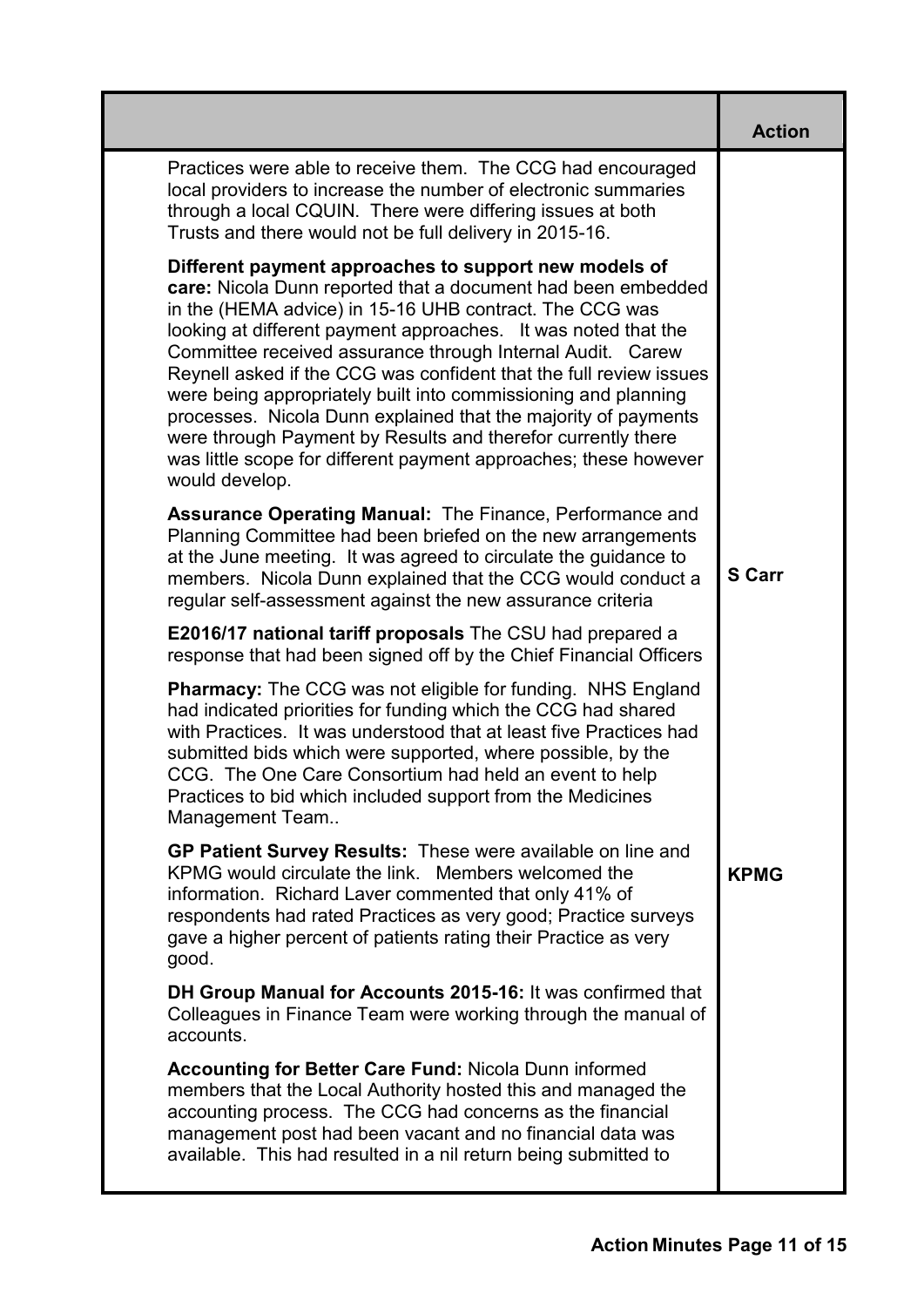| | Action |
|---|---|
| Practices were able to receive them. The CCG had encouraged local providers to increase the number of electronic summaries through a local CQUIN. There were differing issues at both Trusts and there would not be full delivery in 2015-16. | |
| **Different payment approaches to support new models of care:** Nicola Dunn reported that a document had been embedded in the (HEMA advice) in 15-16 UHB contract. The CCG was looking at different payment approaches. It was noted that the Committee received assurance through Internal Audit. Carew Reynell asked if the CCG was confident that the full review issues were being appropriately built into commissioning and planning processes. Nicola Dunn explained that the majority of payments were through Payment by Results and therefor currently there was little scope for different payment approaches; these however would develop. | |
| **Assurance Operating Manual:** The Finance, Performance and Planning Committee had been briefed on the new arrangements at the June meeting. It was agreed to circulate the guidance to members. Nicola Dunn explained that the CCG would conduct a regular self-assessment against the new assurance criteria | **S Carr** |
| **E2016/17 national tariff proposals** The CSU had prepared a response that had been signed off by the Chief Financial Officers | |
| **Pharmacy:** The CCG was not eligible for funding. NHS England had indicated priorities for funding which the CCG had shared with Practices. It was understood that at least five Practices had submitted bids which were supported, where possible, by the CCG. The One Care Consortium had held an event to help Practices to bid which included support from the Medicines Management Team.. | |
| **GP Patient Survey Results:** These were available on line and KPMG would circulate the link. Members welcomed the information. Richard Laver commented that only 41% of respondents had rated Practices as very good; Practice surveys gave a higher percent of patients rating their Practice as very good. | **KPMG** |
| **DH Group Manual for Accounts 2015-16:** It was confirmed that Colleagues in Finance Team were working through the manual of accounts. | |
| **Accounting for Better Care Fund:** Nicola Dunn informed members that the Local Authority hosted this and managed the accounting process. The CCG had concerns as the financial management post had been vacant and no financial data was available. This had resulted in a nil return being submitted to | |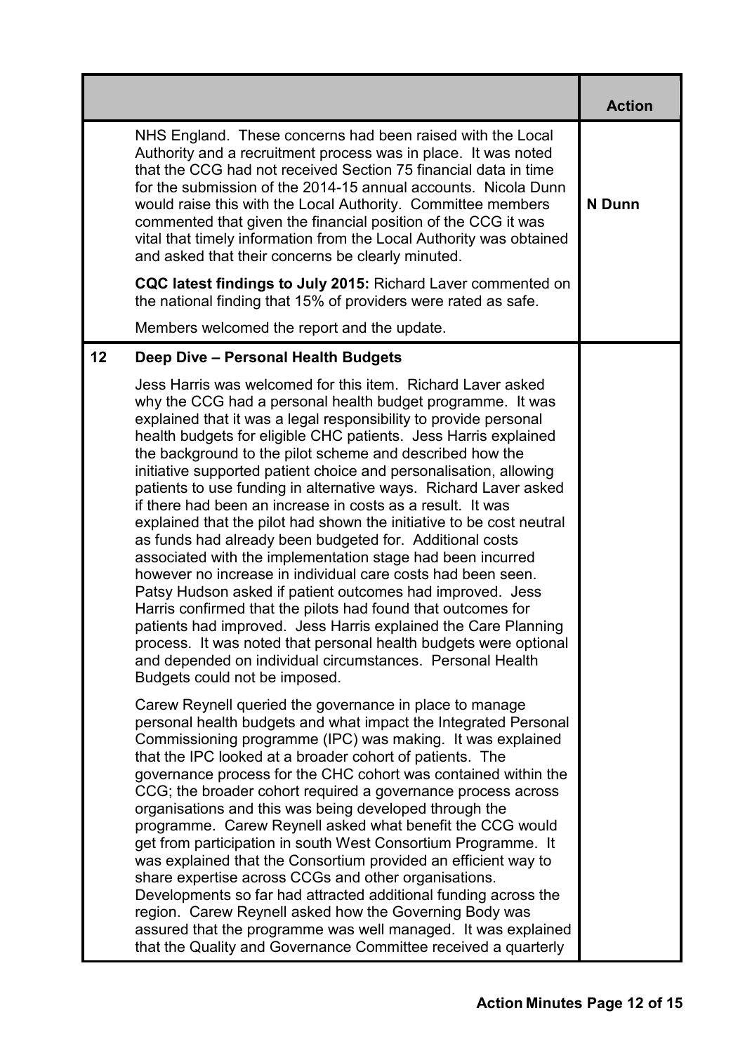| | | Action |
|---|---|---|
| | NHS England. These concerns had been raised with the Local Authority and a recruitment process was in place. It was noted that the CCG had not received Section 75 financial data in time for the submission of the 2014-15 annual accounts. Nicola Dunn would raise this with the Local Authority. Committee members commented that given the financial position of the CCG it was vital that timely information from the Local Authority was obtained and asked that their concerns be clearly minuted.<br><br>**CQC latest findings to July 2015:** Richard Laver commented on the national finding that 15% of providers were rated as safe.<br><br>Members welcomed the report and the update. | **N Dunn** |
| **12** | **Deep Dive – Personal Health Budgets**<br><br>Jess Harris was welcomed for this item. Richard Laver asked why the CCG had a personal health budget programme. It was explained that it was a legal responsibility to provide personal health budgets for eligible CHC patients. Jess Harris explained the background to the pilot scheme and described how the initiative supported patient choice and personalisation, allowing patients to use funding in alternative ways. Richard Laver asked if there had been an increase in costs as a result. It was explained that the pilot had shown the initiative to be cost neutral as funds had already been budgeted for. Additional costs associated with the implementation stage had been incurred however no increase in individual care costs had been seen. Patsy Hudson asked if patient outcomes had improved. Jess Harris confirmed that the pilots had found that outcomes for patients had improved. Jess Harris explained the Care Planning process. It was noted that personal health budgets were optional and depended on individual circumstances. Personal Health Budgets could not be imposed.<br><br>Carew Reynell queried the governance in place to manage personal health budgets and what impact the Integrated Personal Commissioning programme (IPC) was making. It was explained that the IPC looked at a broader cohort of patients. The governance process for the CHC cohort was contained within the CCG; the broader cohort required a governance process across organisations and this was being developed through the programme. Carew Reynell asked what benefit the CCG would get from participation in south West Consortium Programme. It was explained that the Consortium provided an efficient way to share expertise across CCGs and other organisations. Developments so far had attracted additional funding across the region. Carew Reynell asked how the Governing Body was assured that the programme was well managed. It was explained that the Quality and Governance Committee received a quarterly | |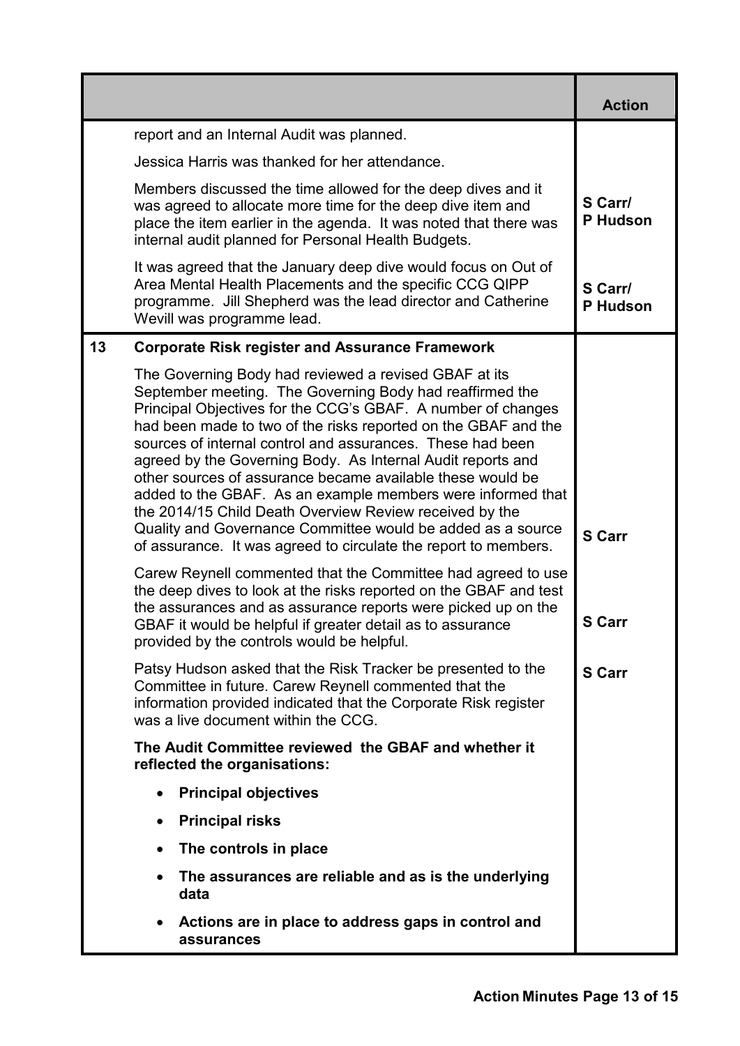| | | Action |
|---|---|---|
| | report and an Internal Audit was planned. | |
| | Jessica Harris was thanked for her attendance. | |
| | Members discussed the time allowed for the deep dives and it was agreed to allocate more time for the deep dive item and place the item earlier in the agenda. It was noted that there was internal audit planned for Personal Health Budgets. | **S Carr/ P Hudson** |
| | It was agreed that the January deep dive would focus on Out of Area Mental Health Placements and the specific CCG QIPP programme. Jill Shepherd was the lead director and Catherine Wevill was programme lead. | **S Carr/ P Hudson** |
| **13** | **Corporate Risk register and Assurance Framework** | |
| | The Governing Body had reviewed a revised GBAF at its September meeting. The Governing Body had reaffirmed the Principal Objectives for the CCG's GBAF. A number of changes had been made to two of the risks reported on the GBAF and the sources of internal control and assurances. These had been agreed by the Governing Body. As Internal Audit reports and other sources of assurance became available these would be added to the GBAF. As an example members were informed that the 2014/15 Child Death Overview Review received by the Quality and Governance Committee would be added as a source of assurance. It was agreed to circulate the report to members. | **S Carr** |
| | Carew Reynell commented that the Committee had agreed to use the deep dives to look at the risks reported on the GBAF and test the assurances and as assurance reports were picked up on the GBAF it would be helpful if greater detail as to assurance provided by the controls would be helpful. | **S Carr** |
| | Patsy Hudson asked that the Risk Tracker be presented to the Committee in future. Carew Reynell commented that the information provided indicated that the Corporate Risk register was a live document within the CCG. | **S Carr** |
| | **The Audit Committee reviewed the GBAF and whether it reflected the organisations:**<br>• **Principal objectives**<br>• **Principal risks**<br>• **The controls in place**<br>• **The assurances are reliable and as is the underlying data**<br>• **Actions are in place to address gaps in control and assurances** | |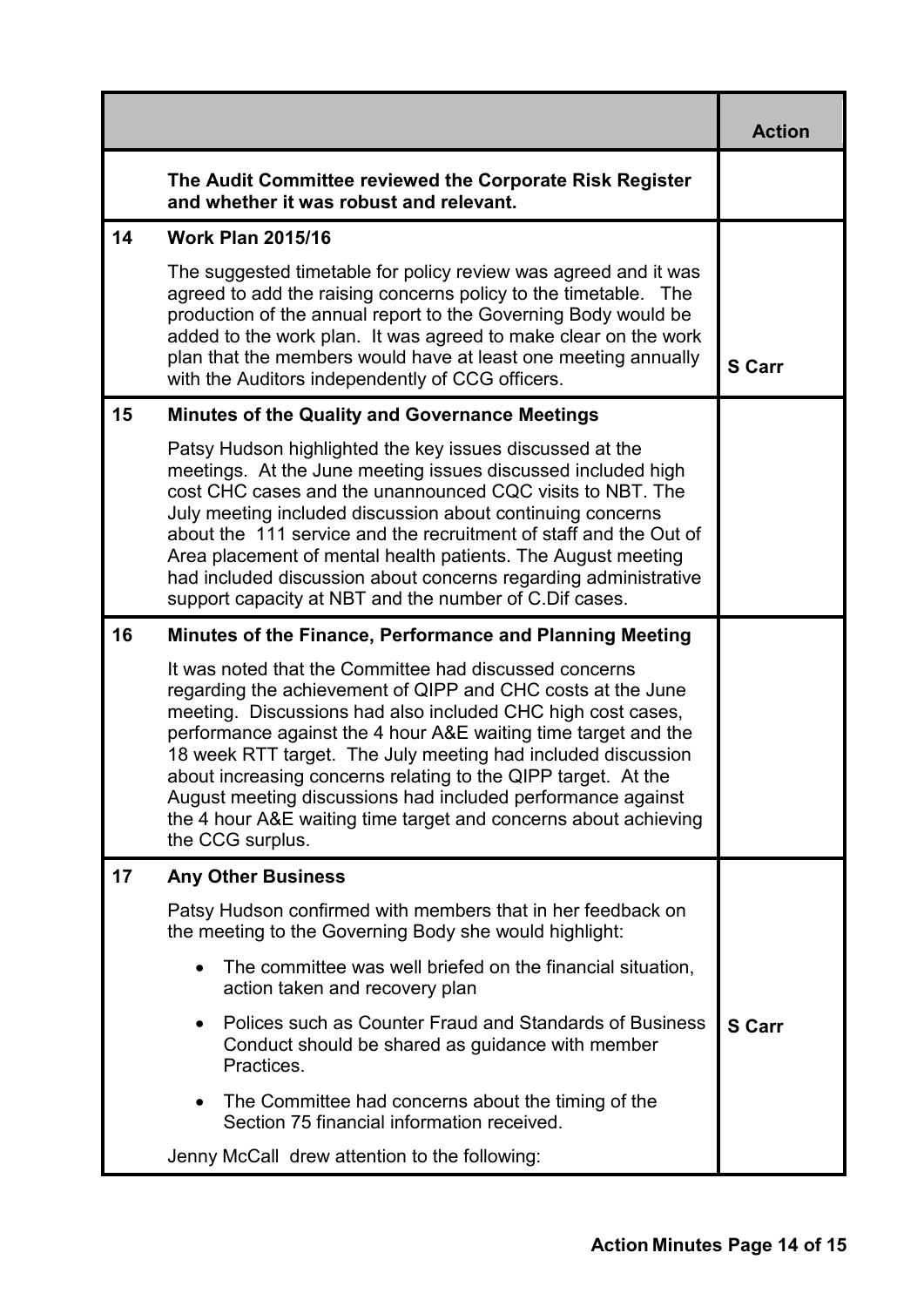| | | Action |
|---|---|---|
| | **The Audit Committee reviewed the Corporate Risk Register and whether it was robust and relevant.** | |
| **14** | **Work Plan 2015/16**<br><br>The suggested timetable for policy review was agreed and it was agreed to add the raising concerns policy to the timetable. The production of the annual report to the Governing Body would be added to the work plan. It was agreed to make clear on the work plan that the members would have at least one meeting annually with the Auditors independently of CCG officers. | **S Carr** |
| **15** | **Minutes of the Quality and Governance Meetings**<br><br>Patsy Hudson highlighted the key issues discussed at the meetings. At the June meeting issues discussed included high cost CHC cases and the unannounced CQC visits to NBT. The July meeting included discussion about continuing concerns about the 111 service and the recruitment of staff and the Out of Area placement of mental health patients. The August meeting had included discussion about concerns regarding administrative support capacity at NBT and the number of C.Dif cases. | |
| **16** | **Minutes of the Finance, Performance and Planning Meeting**<br><br>It was noted that the Committee had discussed concerns regarding the achievement of QIPP and CHC costs at the June meeting. Discussions had also included CHC high cost cases, performance against the 4 hour A&E waiting time target and the 18 week RTT target. The July meeting had included discussion about increasing concerns relating to the QIPP target. At the August meeting discussions had included performance against the 4 hour A&E waiting time target and concerns about achieving the CCG surplus. | |
| **17** | **Any Other Business**<br><br>Patsy Hudson confirmed with members that in her feedback on the meeting to the Governing Body she would highlight:<br><br>• The committee was well briefed on the financial situation, action taken and recovery plan<br><br>• Polices such as Counter Fraud and Standards of Business Conduct should be shared as guidance with member Practices.<br><br>• The Committee had concerns about the timing of the Section 75 financial information received.<br><br>Jenny McCall drew attention to the following: | **S Carr** |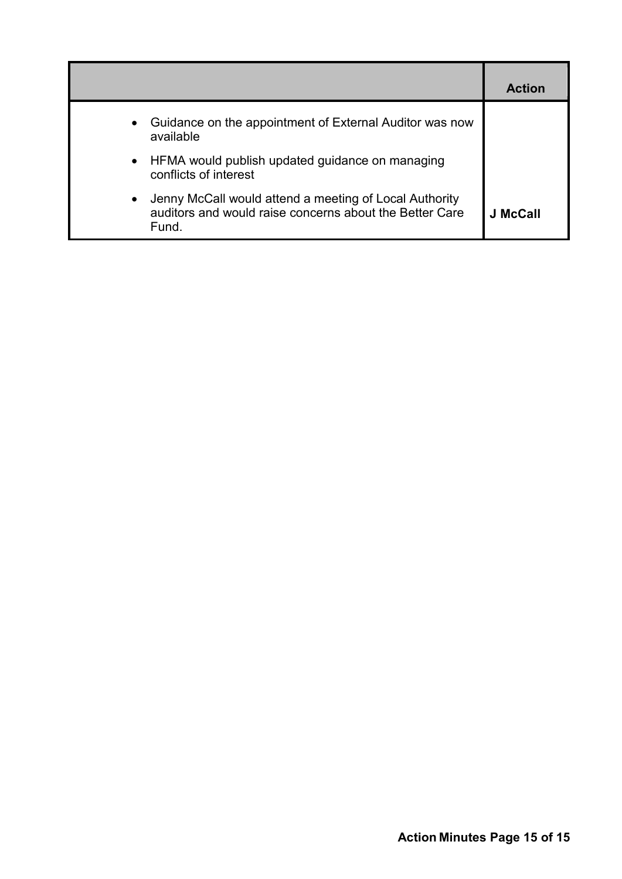| | Action |
|---|---|
| • Guidance on the appointment of External Auditor was now available<br>• HFMA would publish updated guidance on managing conflicts of interest<br>• Jenny McCall would attend a meeting of Local Authority auditors and would raise concerns about the Better Care Fund. | J McCall |